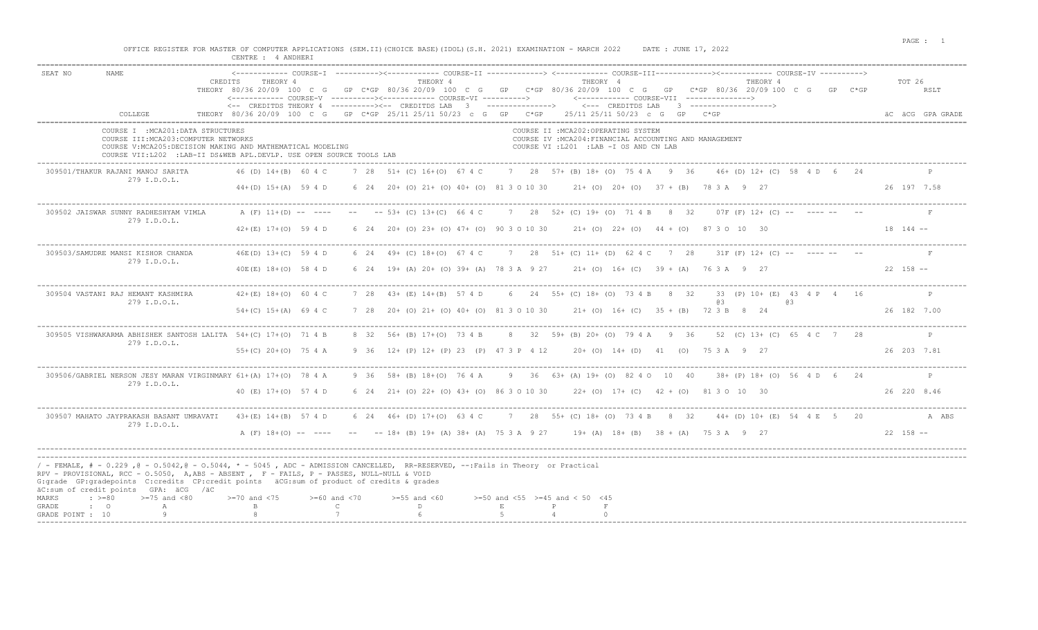OFFICE REGISTER FOR MASTER OF COMPUTER APPLICATIONS (SEM.II)(CHOICE BASE)(IDOL)(S.H. 2021) EXAMINATION - MARCH 2022 DATE : JUNE 17, 2022

CENTRE : 4 ANDHERI

| SEAT NO | NAME | COURSE-I / COURSE-V | COURSE-II / COURSE-VI | COURSE-III / COURSE-VII | COURSE-IV | TOT 26 RSLT |
|---|---|---|---|---|---|---|
| | CREDITS | THEORY 4 | THEORY 4 | THEORY 4 | THEORY 4 | |
| | THEORY | 80/36 20/09 100 C G GP C*GP | 80/36 20/09 100 C G GP C*GP | 80/36 20/09 100 C G GP C*GP | 80/36 20/09 100 C G GP C*GP | |
| | | <-- CREDITDS THEORY 4 --> | <-- CREDITDS LAB 3 --> | <-- CREDITDS LAB 3 --> | | |
| | COLLEGE THEORY | 80/36 20/09 100 C G GP C*GP | 25/11 25/11 50/23 c G GP C*GP | 25/11 25/11 50/23 c G GP C*GP | | äC äCG GPA GRADE |

COURSE I :MCA201:DATA STRUCTURES
COURSE II :MCA202:OPERATING SYSTEM
COURSE III:MCA203:COMPUTER NETWORKS
COURSE IV :MCA204:FINANCIAL ACCOUNTING AND MANAGEMENT
COURSE V:MCA205:DECISION MAKING AND MATHEMATICAL MODELING
COURSE VI :L201 :LAB -I OS AND CN LAB
COURSE VII:L202 :LAB-II DS&WEB APL.DEVLP. USE OPEN SOURCE TOOLS LAB

| SEAT NO / NAME / COLLEGE | COURSE-I / COURSE-V | COURSE-II / COURSE-VI | COURSE-III / COURSE-VII | COURSE-IV | TOT / RSLT |
|---|---|---|---|---|---|
| 309501/THAKUR RAJANI MANOJ SARITA | 46 (D) 14+(B) 60 4 C 7 28 | 51+ (C) 16+(O) 67 4 C 7 28 | 57+ (B) 18+ (O) 75 4 A 9 36 | 46+ (D) 12+ (C) 58 4 D 6 24 | P |
| 279 I.D.O.L. | 44+(D) 15+(A) 59 4 D 6 24 | 20+ (O) 21+ (O) 40+ (O) 81 3 O 10 30 | 21+ (O) 20+ (O) 37 + (B) 78 3 A 9 27 | | 26 197 7.58 |
| 309502 JAISWAR SUNNY RADHESHYAM VIMLA | A (F) 11+(D) -- ---- -- -- | 53+ (C) 13+(C) 66 4 C 7 28 | 52+ (C) 19+ (O) 71 4 B 8 32 | 07F (F) 12+ (C) -- ---- -- -- | F |
| 279 I.D.O.L. | 42+(E) 17+(O) 59 4 D 6 24 | 20+ (O) 23+ (O) 47+ (O) 90 3 O 10 30 | 21+ (O) 22+ (O) 44 + (O) 87 3 O 10 30 | | 18 144 -- |
| 309503/SAMUDRE MANSI KISHOR CHANDA | 46E(D) 13+(C) 59 4 D 6 24 | 49+ (C) 18+(O) 67 4 C 7 28 | 51+ (C) 11+ (D) 62 4 C 7 28 | 31F (F) 12+ (C) -- ---- -- -- | F |
| 279 I.D.O.L. | 40E(E) 18+(O) 58 4 D 6 24 | 19+ (A) 20+ (O) 39+ (A) 78 3 A 9 27 | 21+ (O) 16+ (C) 39 + (A) 76 3 A 9 27 | | 22 158 -- |
| 309504 VASTANI RAJ HEMANT KASHMIRA | 42+(E) 18+(O) 60 4 C 7 28 | 43+ (E) 14+(B) 57 4 D 6 24 | 55+ (C) 18+ (O) 73 4 B 8 32 | 33 (P) 10+ (E) 43 4 P 4 16 @3 @3 | P |
| 279 I.D.O.L. | 54+(C) 15+(A) 69 4 C 7 28 | 20+ (O) 21+ (O) 40+ (O) 81 3 O 10 30 | 21+ (O) 16+ (C) 35 + (B) 72 3 B 8 24 | | 26 182 7.00 |
| 309505 VISHWAKARMA ABHISHEK SANTOSH LALITA | 54+(C) 17+(O) 71 4 B 8 32 | 56+ (B) 17+(O) 73 4 B 8 32 | 59+ (B) 20+ (O) 79 4 A 9 36 | 52 (C) 13+ (C) 65 4 C 7 28 | P |
| 279 I.D.O.L. | 55+(C) 20+(O) 75 4 A 9 36 | 12+ (P) 12+ (P) 23 (P) 47 3 P 4 12 | 20+ (O) 14+ (D) 41 (O) 75 3 A 9 27 | | 26 203 7.81 |
| 309506/GABRIEL NERSON JESY MARAN VIRGINMARY | 61+(A) 17+(O) 78 4 A 9 36 | 58+ (B) 18+(O) 76 4 A 9 36 | 63+ (A) 19+ (O) 82 4 O 10 40 | 38+ (P) 18+ (O) 56 4 D 6 24 | P |
| 279 I.D.O.L. | 40 (E) 17+(O) 57 4 D 6 24 | 21+ (O) 22+ (O) 43+ (O) 86 3 O 10 30 | 22+ (O) 17+ (C) 42 + (O) 81 3 O 10 30 | | 26 220 8.46 |
| 309507 MAHATO JAYPRAKASH BASANT UMRAVATI | 43+(E) 14+(B) 57 4 D 6 24 | 46+ (D) 17+(O) 63 4 C 7 28 | 55+ (C) 18+ (O) 73 4 B 8 32 | 44+ (D) 10+ (E) 54 4 E 5 20 | A ABS |
| 279 I.D.O.L. | A (F) 18+(O) -- ---- -- -- | 18+ (B) 19+ (A) 38+ (A) 75 3 A 9 27 | 19+ (A) 18+ (B) 38 + (A) 75 3 A 9 27 | | 22 158 -- |

/ - FEMALE, # - 0.229 ,@ - O.5042,@ - O.5044, * - 5045 , ADC - ADMISSION CANCELLED, RR-RESERVED, --:Fails in Theory or Practical
RPV - PROVISIONAL, RCC - O.5050, A,ABS - ABSENT , F - FAILS, P - PASSES, NULL-NULL & VOID
G:grade GP:gradepoints C:credits CP:credit points äCG:sum of product of credits & grades
äC:sum of credit points GPA: äCG /äC

| MARKS | : >=80 | >=75 and <80 | >=70 and <75 | >=60 and <70 | >=55 and <60 | >=50 and <55 | >=45 and < 50 | <45 |
|---|---|---|---|---|---|---|---|---|
| GRADE | : O | A | B | C | D | E | P | F |
| GRADE POINT | : 10 | 9 | 8 | 7 | 6 | 5 | 4 | 0 |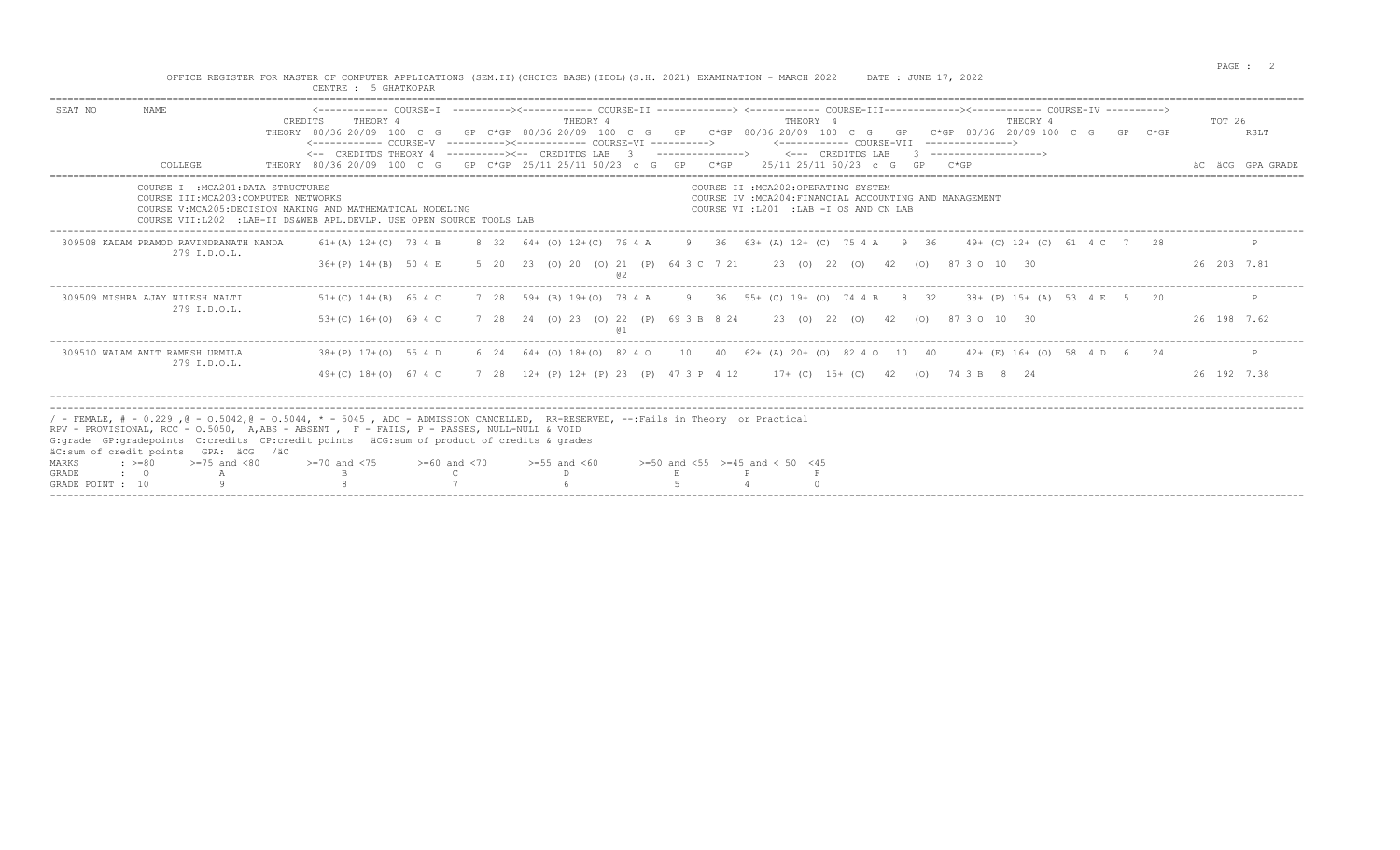OFFICE REGISTER FOR MASTER OF COMPUTER APPLICATIONS (SEM.II)(CHOICE BASE)(IDOL)(S.H. 2021) EXAMINATION - MARCH 2022    DATE : JUNE 17, 2022

CENTRE : 5 GHATKOPAR

```
SEAT NO     NAME                   <------------ COURSE-I  ---------><------------ COURSE-II -------------> <------------ COURSE-III------------><------------ COURSE-IV ---------->
                            CREDITS    THEORY 4                          THEORY 4                            THEORY  4                               THEORY 4                            TOT 26
                            THEORY  80/36 20/09  100  C  G    GP  C*GP  80/36 20/09  100  C  G    GP    C*GP  80/36 20/09  100  C  G    GP    C*GP  80/36 20/09 100  C  G    GP  C*GP      RSLT
                                   <------------ COURSE-V  ----------><------------ COURSE-VI ---------->          <------------ COURSE-VII  --------------->
                                   <--  CREDITDS THEORY 4  ----------><--  CREDITDS LAB   3   --------------->    <---  CREDITDS LAB    3  ------------------->
            COLLEGE         THEORY  80/36 20/09  100  C  G    GP  C*GP  25/11 25/11 50/23  c  G   GP    C*GP    25/11 25/11 50/23  c  G   GP    C*GP                                  äC  äCG  GPA GRADE

            COURSE I   :MCA201:DATA STRUCTURES                                                    COURSE II :MCA202:OPERATING SYSTEM
            COURSE III:MCA203:COMPUTER NETWORKS                                                   COURSE IV :MCA204:FINANCIAL ACCOUNTING AND MANAGEMENT
            COURSE V:MCA205:DECISION MAKING AND MATHEMATICAL MODELING                             COURSE VI :L201  :LAB -I OS AND CN LAB
            COURSE VII:L202  :LAB-II DS&WEB APL.DEVLP. USE OPEN SOURCE TOOLS LAB

 309508 KADAM PRAMOD RAVINDRANATH NANDA    61+(A) 12+(C)  73 4 B    8  32   64+ (O) 12+(C)  76 4 A    9   36   63+ (A) 12+ (C)  75 4 A    9  36    49+ (C) 12+ (C)  61  4 C   7   28            P
        279 I.D.O.L.
                                          36+(P) 14+(B)  50 4 E    5  20   23  (O) 20  (O) 21  (P)  64 3 C  7 21     23  (O)  22  (O)   42   (O)  87 3 O  10  30                        26  203  7.81
                                                                                               @2

 309509 MISHRA AJAY NILESH MALTI          51+(C) 14+(B)  65 4 C    7  28   59+ (B) 19+(O)  78 4 A    9   36   55+ (C) 19+ (O)  74 4 B    8  32    38+ (P) 15+ (A)  53  4 E   5   20            P
        279 I.D.O.L.
                                          53+(C) 16+(O)  69 4 C    7  28   24  (O) 23  (O) 22  (P)  69 3 B  8 24     23  (O)  22  (O)   42   (O)  87 3 O  10  30                        26  198  7.62
                                                                                               @1

 309510 WALAM AMIT RAMESH URMILA          38+(P) 17+(O)  55 4 D    6  24   64+ (O) 18+(O)  82 4 O   10   40   62+ (A) 20+ (O)  82 4 O   10  40    42+ (E) 16+ (O)  58  4 D   6   24            P
        279 I.D.O.L.
                                          49+(C) 18+(O)  67 4 C    7  28   12+ (P) 12+ (P) 23  (P)  47 3 P  4 12     17+ (C)  15+ (C)   42   (O)  74 3 B   8  24                        26  192  7.38
```

/ - FEMALE, # - 0.229 ,@ - O.5042,@ - O.5044, * - 5045 , ADC - ADMISSION CANCELLED, RR-RESERVED, --:Fails in Theory or Practical
RPV - PROVISIONAL, RCC - O.5050, A,ABS - ABSENT , F - FAILS, P - PASSES, NULL-NULL & VOID
G:grade GP:gradepoints C:credits CP:credit points äCG:sum of product of credits & grades
äC:sum of credit points GPA: äCG /äC

| MARKS | : >=80 | >=75 and <80 | >=70 and <75 | >=60 and <70 | >=55 and <60 | >=50 and <55 | >=45 and < 50 | <45 |
|---|---|---|---|---|---|---|---|---|
| GRADE | : O | A | B | C | D | E | P | F |
| GRADE POINT | : 10 | 9 | 8 | 7 | 6 | 5 | 4 | 0 |